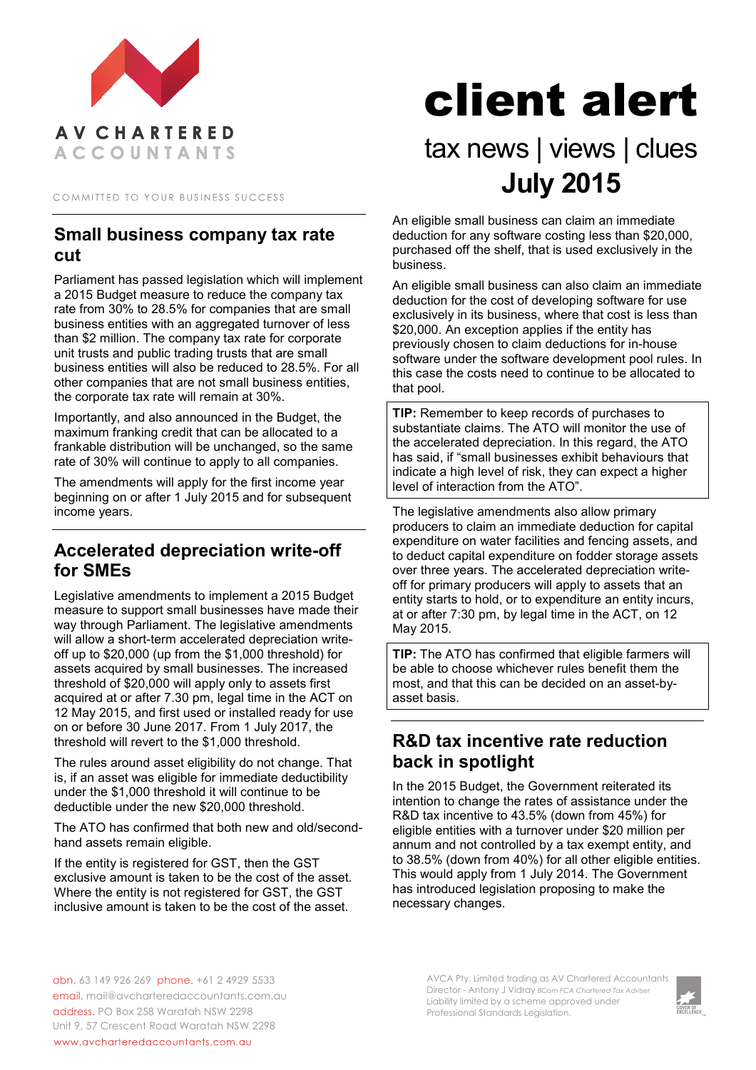AV CHARTERED ACCOUNTANTS

COMMITTED TO YOUR BUSINESS SUCCESS

# client alert

tax news | views | clues

**July 2015**

## Small business company tax rate cut

Parliament has passed legislation which will implement a 2015 Budget measure to reduce the company tax rate from 30% to 28.5% for companies that are small business entities with an aggregated turnover of less than $2 million. The company tax rate for corporate unit trusts and public trading trusts that are small business entities will also be reduced to 28.5%. For all other companies that are not small business entities, the corporate tax rate will remain at 30%.

Importantly, and also announced in the Budget, the maximum franking credit that can be allocated to a frankable distribution will be unchanged, so the same rate of 30% will continue to apply to all companies.

The amendments will apply for the first income year beginning on or after 1 July 2015 and for subsequent income years.

## Accelerated depreciation write-off for SMEs

Legislative amendments to implement a 2015 Budget measure to support small businesses have made their way through Parliament. The legislative amendments will allow a short-term accelerated depreciation write-off up to $20,000 (up from the $1,000 threshold) for assets acquired by small businesses. The increased threshold of $20,000 will apply only to assets first acquired at or after 7.30 pm, legal time in the ACT on 12 May 2015, and first used or installed ready for use on or before 30 June 2017. From 1 July 2017, the threshold will revert to the $1,000 threshold.

The rules around asset eligibility do not change. That is, if an asset was eligible for immediate deductibility under the $1,000 threshold it will continue to be deductible under the new $20,000 threshold.

The ATO has confirmed that both new and old/second-hand assets remain eligible.

If the entity is registered for GST, then the GST exclusive amount is taken to be the cost of the asset. Where the entity is not registered for GST, the GST inclusive amount is taken to be the cost of the asset.

An eligible small business can claim an immediate deduction for any software costing less than $20,000, purchased off the shelf, that is used exclusively in the business.

An eligible small business can also claim an immediate deduction for the cost of developing software for use exclusively in its business, where that cost is less than $20,000. An exception applies if the entity has previously chosen to claim deductions for in-house software under the software development pool rules. In this case the costs need to continue to be allocated to that pool.

> **TIP:** Remember to keep records of purchases to substantiate claims. The ATO will monitor the use of the accelerated depreciation. In this regard, the ATO has said, if "small businesses exhibit behaviours that indicate a high level of risk, they can expect a higher level of interaction from the ATO".

The legislative amendments also allow primary producers to claim an immediate deduction for capital expenditure on water facilities and fencing assets, and to deduct capital expenditure on fodder storage assets over three years. The accelerated depreciation write-off for primary producers will apply to assets that an entity starts to hold, or to expenditure an entity incurs, at or after 7:30 pm, by legal time in the ACT, on 12 May 2015.

> **TIP:** The ATO has confirmed that eligible farmers will be able to choose whichever rules benefit them the most, and that this can be decided on an asset-by-asset basis.

## R&D tax incentive rate reduction back in spotlight

In the 2015 Budget, the Government reiterated its intention to change the rates of assistance under the R&D tax incentive to 43.5% (down from 45%) for eligible entities with a turnover under $20 million per annum and not controlled by a tax exempt entity, and to 38.5% (down from 40%) for all other eligible entities. This would apply from 1 July 2014. The Government has introduced legislation proposing to make the necessary changes.

abn. 63 149 926 269 phone. +61 2 4929 5533
email. mail@avcharteredaccountants.com.au
address. PO Box 258 Waratah NSW 2298
Unit 9, 57 Crescent Road Waratah NSW 2298
www.avcharteredaccountants.com.au

AVCA Pty. Limited trading as AV Chartered Accountants
Director - Antony J Vidray *BCom FCA Chartered Tax Adviser*
Liability limited by a scheme approved under Professional Standards Legislation.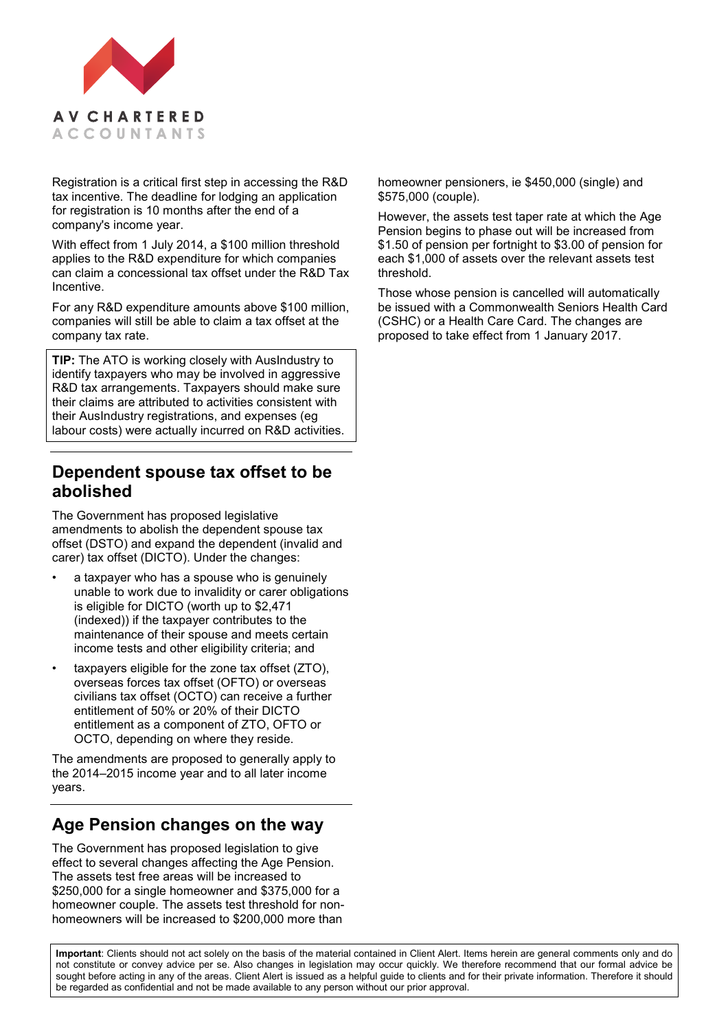Registration is a critical first step in accessing the R&D tax incentive. The deadline for lodging an application for registration is 10 months after the end of a company's income year.

With effect from 1 July 2014, a $100 million threshold applies to the R&D expenditure for which companies can claim a concessional tax offset under the R&D Tax Incentive.

For any R&D expenditure amounts above $100 million, companies will still be able to claim a tax offset at the company tax rate.

**TIP:** The ATO is working closely with AusIndustry to identify taxpayers who may be involved in aggressive R&D tax arrangements. Taxpayers should make sure their claims are attributed to activities consistent with their AusIndustry registrations, and expenses (eg labour costs) were actually incurred on R&D activities.

## Dependent spouse tax offset to be abolished

The Government has proposed legislative amendments to abolish the dependent spouse tax offset (DSTO) and expand the dependent (invalid and carer) tax offset (DICTO). Under the changes:

- a taxpayer who has a spouse who is genuinely unable to work due to invalidity or carer obligations is eligible for DICTO (worth up to $2,471 (indexed)) if the taxpayer contributes to the maintenance of their spouse and meets certain income tests and other eligibility criteria; and
- taxpayers eligible for the zone tax offset (ZTO), overseas forces tax offset (OFTO) or overseas civilians tax offset (OCTO) can receive a further entitlement of 50% or 20% of their DICTO entitlement as a component of ZTO, OFTO or OCTO, depending on where they reside.

The amendments are proposed to generally apply to the 2014–2015 income year and to all later income years.

## Age Pension changes on the way

The Government has proposed legislation to give effect to several changes affecting the Age Pension. The assets test free areas will be increased to $250,000 for a single homeowner and $375,000 for a homeowner couple. The assets test threshold for non-homeowners will be increased to $200,000 more than homeowner pensioners, ie $450,000 (single) and $575,000 (couple).

However, the assets test taper rate at which the Age Pension begins to phase out will be increased from $1.50 of pension per fortnight to $3.00 of pension for each $1,000 of assets over the relevant assets test threshold.

Those whose pension is cancelled will automatically be issued with a Commonwealth Seniors Health Card (CSHC) or a Health Care Card. The changes are proposed to take effect from 1 January 2017.

**Important**: Clients should not act solely on the basis of the material contained in Client Alert. Items herein are general comments only and do not constitute or convey advice per se. Also changes in legislation may occur quickly. We therefore recommend that our formal advice be sought before acting in any of the areas. Client Alert is issued as a helpful guide to clients and for their private information. Therefore it should be regarded as confidential and not be made available to any person without our prior approval.